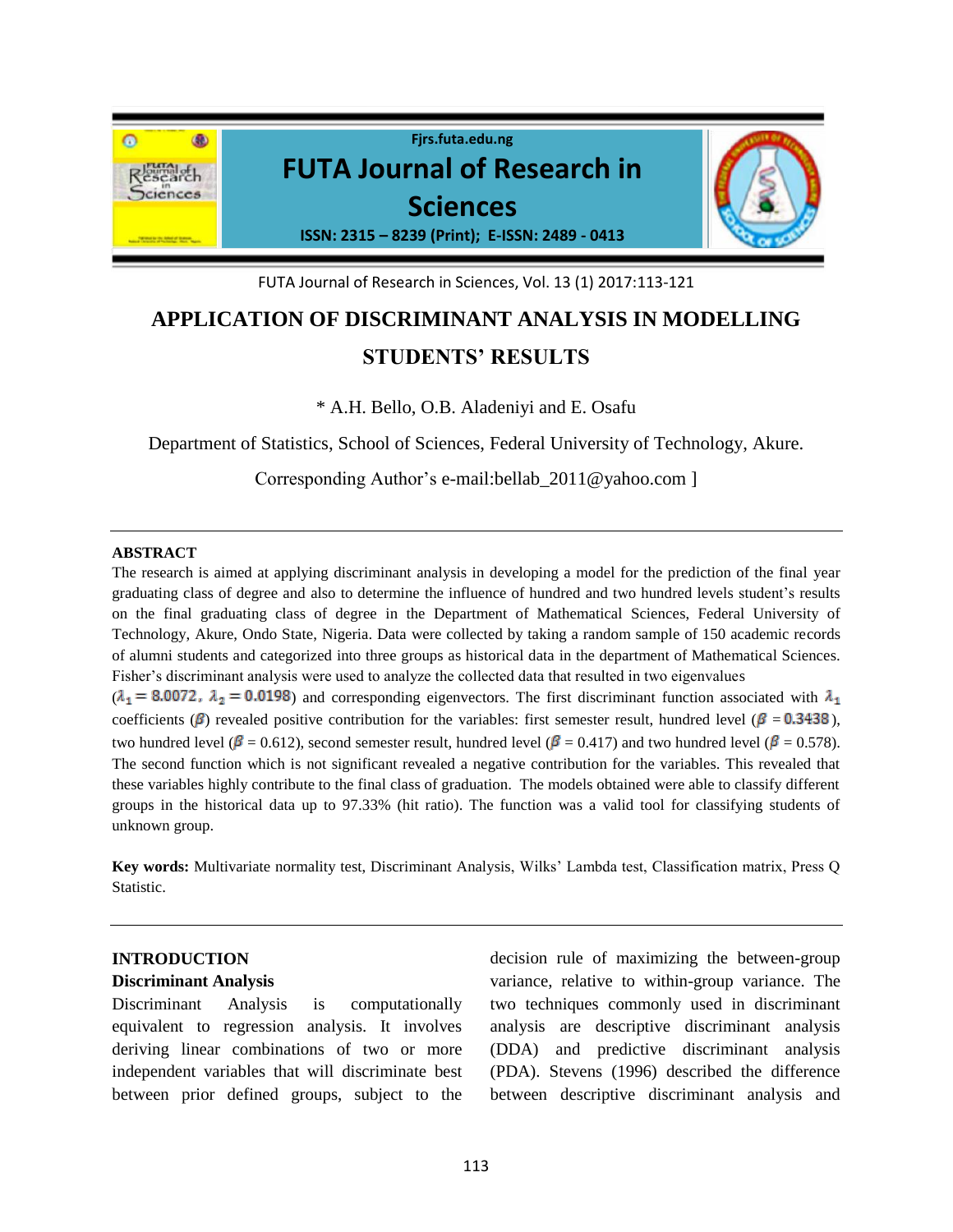# APPLICATION OF DISCRIMINANT ANALYSIS IN MODELLING STUDENTS' RESULTS

\* A.H. Bello, O.B. Aladeniyi and E. Osafu

Department of Statistics, School of Sciences, Federal University of Technology, Akure.

Corresponding Author's e-mail:bellab_2011@yahoo.com ]

## ABSTRACT

The research is aimed at applying discriminant analysis in developing a model for the prediction of the final year graduating class of degree and also to determine the influence of hundred and two hundred levels student's results on the final graduating class of degree in the Department of Mathematical Sciences, Federal University of Technology, Akure, Ondo State, Nigeria. Data were collected by taking a random sample of 150 academic records of alumni students and categorized into three groups as historical data in the department of Mathematical Sciences. Fisher's discriminant analysis were used to analyze the collected data that resulted in two eigenvalues ($\lambda_1 = 8.0072$, $\lambda_2 = 0.0198$) and corresponding eigenvectors. The first discriminant function associated with $\lambda_1$ coefficients ($\beta$) revealed positive contribution for the variables: first semester result, hundred level ($\beta = 0.3438$), two hundred level ($\beta$ = 0.612), second semester result, hundred level ($\beta$ = 0.417) and two hundred level ($\beta$ = 0.578). The second function which is not significant revealed a negative contribution for the variables. This revealed that these variables highly contribute to the final class of graduation. The models obtained were able to classify different groups in the historical data up to 97.33% (hit ratio). The function was a valid tool for classifying students of unknown group.

**Key words:** Multivariate normality test, Discriminant Analysis, Wilks' Lambda test, Classification matrix, Press Q Statistic.

## INTRODUCTION

### Discriminant Analysis

Discriminant Analysis is computationally equivalent to regression analysis. It involves deriving linear combinations of two or more independent variables that will discriminate best between prior defined groups, subject to the decision rule of maximizing the between-group variance, relative to within-group variance. The two techniques commonly used in discriminant analysis are descriptive discriminant analysis (DDA) and predictive discriminant analysis (PDA). Stevens (1996) described the difference between descriptive discriminant analysis and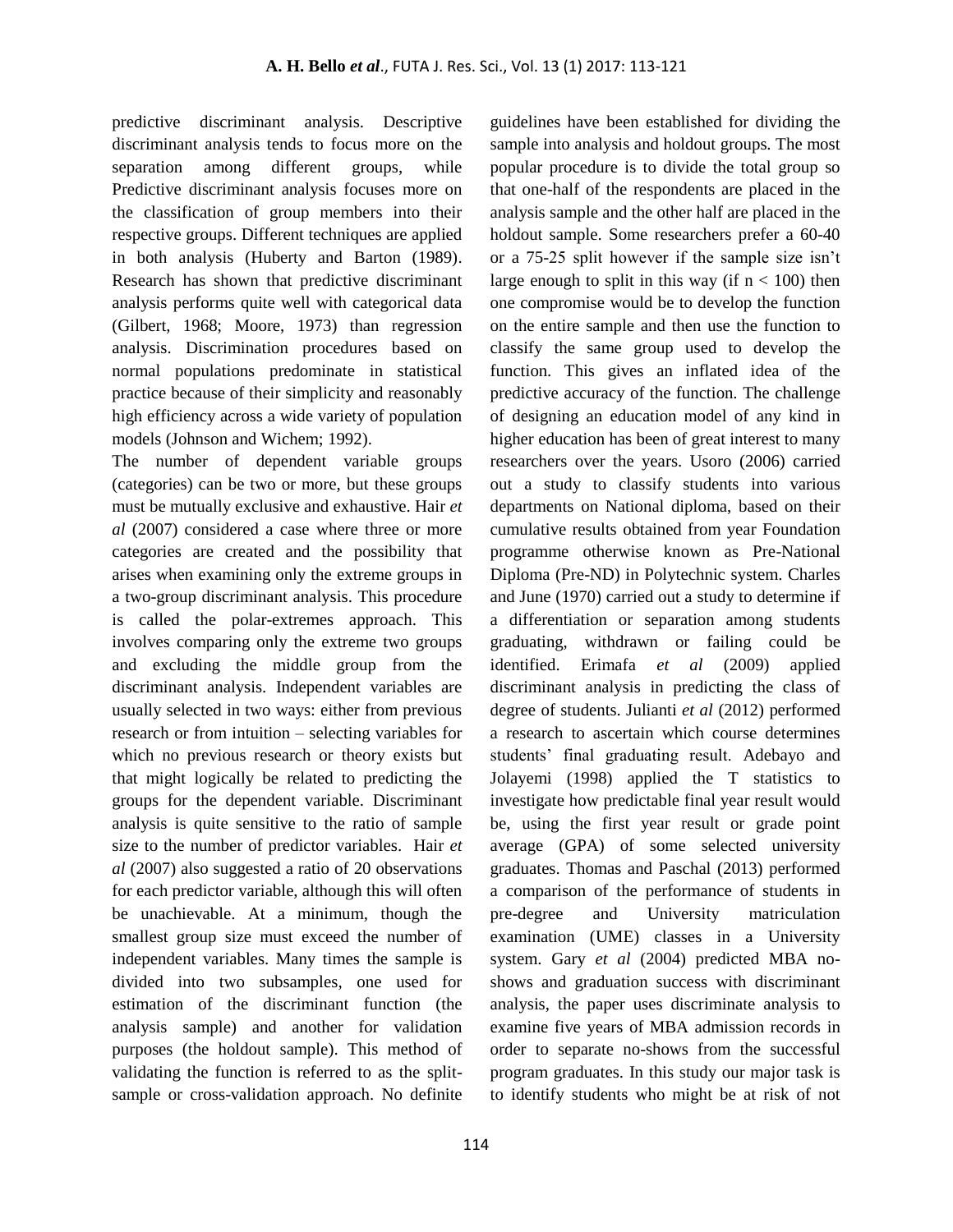predictive discriminant analysis. Descriptive discriminant analysis tends to focus more on the separation among different groups, while Predictive discriminant analysis focuses more on the classification of group members into their respective groups. Different techniques are applied in both analysis (Huberty and Barton (1989). Research has shown that predictive discriminant analysis performs quite well with categorical data (Gilbert, 1968; Moore, 1973) than regression analysis. Discrimination procedures based on normal populations predominate in statistical practice because of their simplicity and reasonably high efficiency across a wide variety of population models (Johnson and Wichem; 1992).

The number of dependent variable groups (categories) can be two or more, but these groups must be mutually exclusive and exhaustive. Hair *et al* (2007) considered a case where three or more categories are created and the possibility that arises when examining only the extreme groups in a two-group discriminant analysis. This procedure is called the polar-extremes approach. This involves comparing only the extreme two groups and excluding the middle group from the discriminant analysis. Independent variables are usually selected in two ways: either from previous research or from intuition – selecting variables for which no previous research or theory exists but that might logically be related to predicting the groups for the dependent variable. Discriminant analysis is quite sensitive to the ratio of sample size to the number of predictor variables. Hair *et al* (2007) also suggested a ratio of 20 observations for each predictor variable, although this will often be unachievable. At a minimum, though the smallest group size must exceed the number of independent variables. Many times the sample is divided into two subsamples, one used for estimation of the discriminant function (the analysis sample) and another for validation purposes (the holdout sample). This method of validating the function is referred to as the split-sample or cross-validation approach. No definite guidelines have been established for dividing the sample into analysis and holdout groups. The most popular procedure is to divide the total group so that one-half of the respondents are placed in the analysis sample and the other half are placed in the holdout sample. Some researchers prefer a 60-40 or a 75-25 split however if the sample size isn't large enough to split in this way (if $n < 100$) then one compromise would be to develop the function on the entire sample and then use the function to classify the same group used to develop the function. This gives an inflated idea of the predictive accuracy of the function. The challenge of designing an education model of any kind in higher education has been of great interest to many researchers over the years. Usoro (2006) carried out a study to classify students into various departments on National diploma, based on their cumulative results obtained from year Foundation programme otherwise known as Pre-National Diploma (Pre-ND) in Polytechnic system. Charles and June (1970) carried out a study to determine if a differentiation or separation among students graduating, withdrawn or failing could be identified. Erimafa *et al* (2009) applied discriminant analysis in predicting the class of degree of students. Julianti *et al* (2012) performed a research to ascertain which course determines students' final graduating result. Adebayo and Jolayemi (1998) applied the T statistics to investigate how predictable final year result would be, using the first year result or grade point average (GPA) of some selected university graduates. Thomas and Paschal (2013) performed a comparison of the performance of students in pre-degree and University matriculation examination (UME) classes in a University system. Gary *et al* (2004) predicted MBA no-shows and graduation success with discriminant analysis, the paper uses discriminate analysis to examine five years of MBA admission records in order to separate no-shows from the successful program graduates. In this study our major task is to identify students who might be at risk of not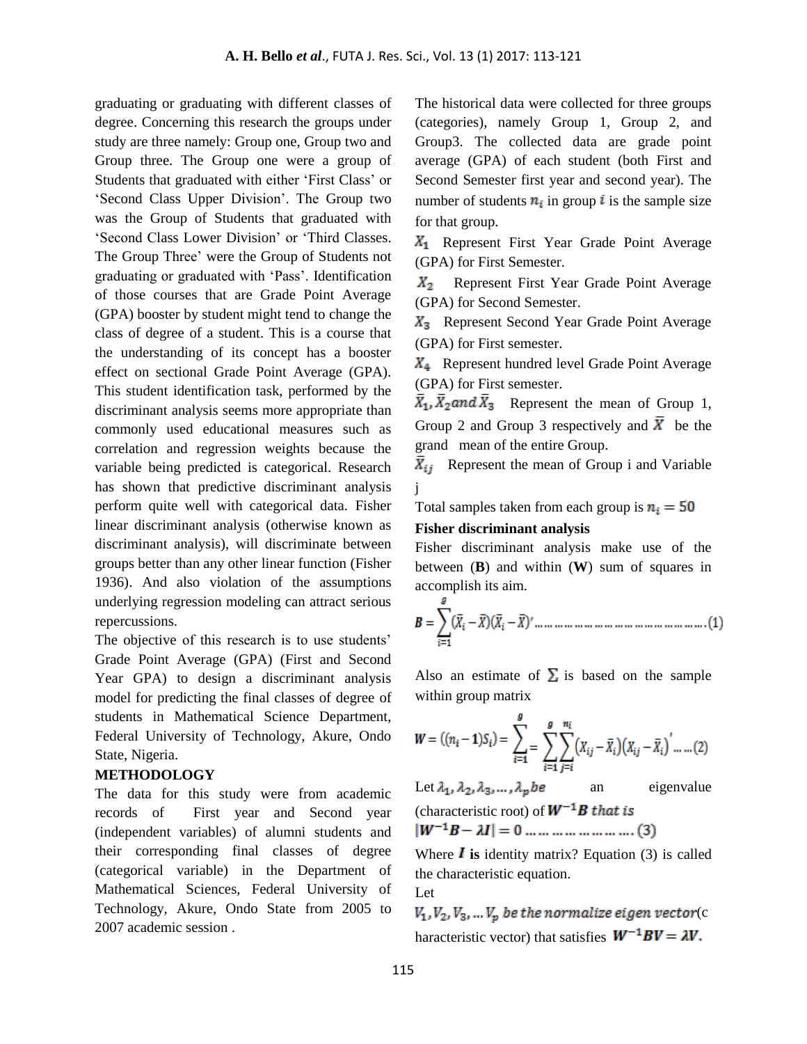graduating or graduating with different classes of degree. Concerning this research the groups under study are three namely: Group one, Group two and Group three. The Group one were a group of Students that graduated with either 'First Class' or 'Second Class Upper Division'. The Group two was the Group of Students that graduated with 'Second Class Lower Division' or 'Third Classes. The Group Three' were the Group of Students not graduating or graduated with 'Pass'. Identification of those courses that are Grade Point Average (GPA) booster by student might tend to change the class of degree of a student. This is a course that the understanding of its concept has a booster effect on sectional Grade Point Average (GPA). This student identification task, performed by the discriminant analysis seems more appropriate than commonly used educational measures such as correlation and regression weights because the variable being predicted is categorical. Research has shown that predictive discriminant analysis perform quite well with categorical data. Fisher linear discriminant analysis (otherwise known as discriminant analysis), will discriminate between groups better than any other linear function (Fisher 1936). And also violation of the assumptions underlying regression modeling can attract serious repercussions.

The objective of this research is to use students' Grade Point Average (GPA) (First and Second Year GPA) to design a discriminant analysis model for predicting the final classes of degree of students in Mathematical Science Department, Federal University of Technology, Akure, Ondo State, Nigeria.

## METHODOLOGY

The data for this study were from academic records of First year and Second year (independent variables) of alumni students and their corresponding final classes of degree (categorical variable) in the Department of Mathematical Sciences, Federal University of Technology, Akure, Ondo State from 2005 to 2007 academic session .

The historical data were collected for three groups (categories), namely Group 1, Group 2, and Group3. The collected data are grade point average (GPA) of each student (both First and Second Semester first year and second year). The number of students $n_i$ in group $i$ is the sample size for that group.

$X_1$ Represent First Year Grade Point Average (GPA) for First Semester.

$X_2$ Represent First Year Grade Point Average (GPA) for Second Semester.

$X_3$ Represent Second Year Grade Point Average (GPA) for First semester.

$X_4$ Represent hundred level Grade Point Average (GPA) for First semester.

$\bar{X}_1, \bar{X}_2 and \bar{X}_3$ Represent the mean of Group 1, Group 2 and Group 3 respectively and $\bar{X}$ be the grand mean of the entire Group.

$\bar{X}_{ij}$ Represent the mean of Group i and Variable j

Total samples taken from each group is $n_i = 50$

### Fisher discriminant analysis

Fisher discriminant analysis make use of the between (**B**) and within (**W**) sum of squares in accomplish its aim.

$$B = \sum_{i=1}^{g} (\bar{X}_i - \bar{X})(\bar{X}_i - \bar{X})' \dots\dots\dots\dots\dots\dots\dots\dots\dots\dots\dots\dots\dots\dots (1)$$

Also an estimate of $\sum$ is based on the sample within group matrix

$$W = ((n_i - 1)S_i) = \sum_{i=1}^{g} = \sum_{i=1}^{g} \sum_{j=i}^{n_i} (X_{ij} - \bar{X}_i)(X_{ij} - \bar{X}_i)' \dots\dots (2)$$

Let $\lambda_1, \lambda_2, \lambda_3, \dots, \lambda_p be$ an eigenvalue (characteristic root) of $W^{-1}B$ *that is*

$$|W^{-1}B - \lambda I| = 0 \dots\dots\dots\dots\dots\dots\dots (3)$$

Where $I$ **is** identity matrix? Equation (3) is called the characteristic equation.

Let

$V_1, V_2, V_3, \dots V_p$ *be the normalize eigen vector*(characteristic vector) that satisfies $W^{-1}BV = \lambda V$.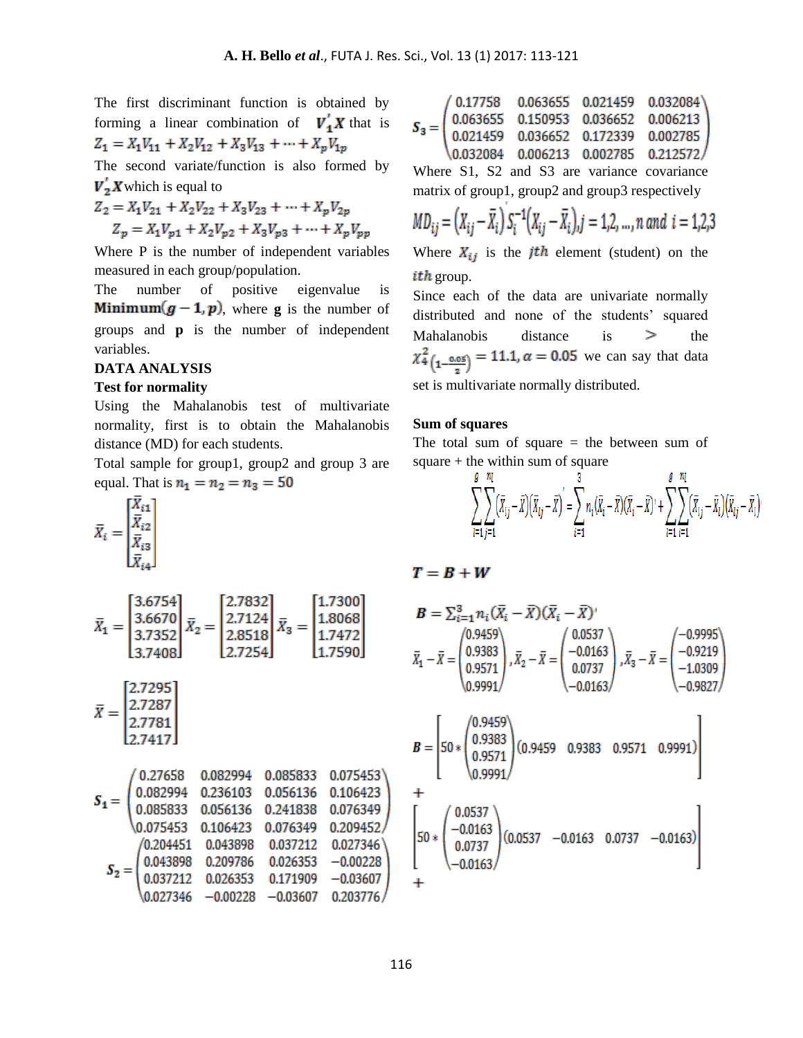The first discriminant function is obtained by forming a linear combination of $V_1'X$ that is

$$Z_1 = X_1V_{11} + X_2V_{12} + X_3V_{13} + \cdots + X_pV_{1p}$$

The second variate/function is also formed by $V_2'X$ which is equal to

$$Z_2 = X_1V_{21} + X_2V_{22} + X_3V_{23} + \cdots + X_pV_{2p}$$

$$Z_p = X_1V_{p1} + X_2V_{p2} + X_3V_{p3} + \cdots + X_pV_{pp}$$

Where P is the number of independent variables measured in each group/population.

The number of positive eigenvalue is $\textbf{Minimum}(g-1, p)$, where **g** is the number of groups and **p** is the number of independent variables.

## DATA ANALYSIS

### Test for normality

Using the Mahalanobis test of multivariate normality, first is to obtain the Mahalanobis distance (MD) for each students.

Total sample for group1, group2 and group 3 are equal. That is $n_1 = n_2 = n_3 = 50$

$$\bar{X}_i = \begin{bmatrix} \bar{X}_{i1} \\ \bar{X}_{i2} \\ \bar{X}_{i3} \\ \bar{X}_{i4} \end{bmatrix}$$

$$\bar{X}_1 = \begin{bmatrix} 3.6754 \\ 3.6670 \\ 3.7352 \\ 3.7408 \end{bmatrix} \bar{X}_2 = \begin{bmatrix} 2.7832 \\ 2.7124 \\ 2.8518 \\ 2.7254 \end{bmatrix} \bar{X}_3 = \begin{bmatrix} 1.7300 \\ 1.8068 \\ 1.7472 \\ 1.7590 \end{bmatrix}$$

$$\bar{X} = \begin{bmatrix} 2.7295 \\ 2.7287 \\ 2.7781 \\ 2.7417 \end{bmatrix}$$

$$S_1 = \begin{pmatrix} 0.27658 & 0.082994 & 0.085833 & 0.075453 \\ 0.082994 & 0.236103 & 0.056136 & 0.106423 \\ 0.085833 & 0.056136 & 0.241838 & 0.076349 \\ 0.075453 & 0.106423 & 0.076349 & 0.209452 \end{pmatrix}$$

$$S_2 = \begin{pmatrix} 0.204451 & 0.043898 & 0.037212 & 0.027346 \\ 0.043898 & 0.209786 & 0.026353 & -0.00228 \\ 0.037212 & 0.026353 & 0.171909 & -0.03607 \\ 0.027346 & -0.00228 & -0.03607 & 0.203776 \end{pmatrix}$$

$$S_3 = \begin{pmatrix} 0.17758 & 0.063655 & 0.021459 & 0.032084 \\ 0.063655 & 0.150953 & 0.036652 & 0.006213 \\ 0.021459 & 0.036652 & 0.172339 & 0.002785 \\ 0.032084 & 0.006213 & 0.002785 & 0.212572 \end{pmatrix}$$

Where S1, S2 and S3 are variance covariance matrix of group1, group2 and group3 respectively

$$MD_{ij} = \left(X_{ij} - \bar{X}_i\right)' S_i^{-1} \left(X_{ij} - \bar{X}_i\right), j = 1, 2, \ldots, n \text{ and } i = 1, 2, 3$$

Where $X_{ij}$ is the $jth$ element (student) on the $ith$ group.

Since each of the data are univariate normally distributed and none of the students' squared Mahalanobis distance is $>$ the $\chi^2_{4\left(1-\frac{0.05}{2}\right)} = 11.1, \alpha = 0.05$ we can say that data set is multivariate normally distributed.

### Sum of squares

The total sum of square = the between sum of square + the within sum of square

$$\sum_{i=1}^{g}\sum_{j=1}^{n_i}\left(\bar{X}_{ij} - \bar{X}\right)\left(\bar{X}_{ij} - \bar{X}\right)' = \sum_{i=1}^{3} n_i\left(\bar{X}_i - \bar{X}\right)\left(\bar{X}_i - \bar{X}\right)' + \sum_{i=1}^{g}\sum_{i=1}^{n_i}\left(\bar{X}_{ij} - \bar{X}_i\right)\left(\bar{X}_{ij} - \bar{X}_i\right)'$$

$$T = B + W$$

$$B = \sum_{i=1}^{3} n_i\left(\bar{X}_i - \bar{X}\right)\left(\bar{X}_i - \bar{X}\right)'$$

$$\bar{X}_1 - \bar{X} = \begin{pmatrix} 0.9459 \\ 0.9383 \\ 0.9571 \\ 0.9991 \end{pmatrix}, \bar{X}_2 - \bar{X} = \begin{pmatrix} 0.0537 \\ -0.0163 \\ 0.0737 \\ -0.0163 \end{pmatrix}, \bar{X}_3 - \bar{X} = \begin{pmatrix} -0.9995 \\ -0.9219 \\ -1.0309 \\ -0.9827 \end{pmatrix}$$

$$B = \left[50 * \begin{pmatrix} 0.9459 \\ 0.9383 \\ 0.9571 \\ 0.9991 \end{pmatrix} \begin{pmatrix} 0.9459 & 0.9383 & 0.9571 & 0.9991 \end{pmatrix}\right]$$

$$+$$

$$\left[50 * \begin{pmatrix} 0.0537 \\ -0.0163 \\ 0.0737 \\ -0.0163 \end{pmatrix} \begin{pmatrix} 0.0537 & -0.0163 & 0.0737 & -0.0163 \end{pmatrix}\right]$$

$$+$$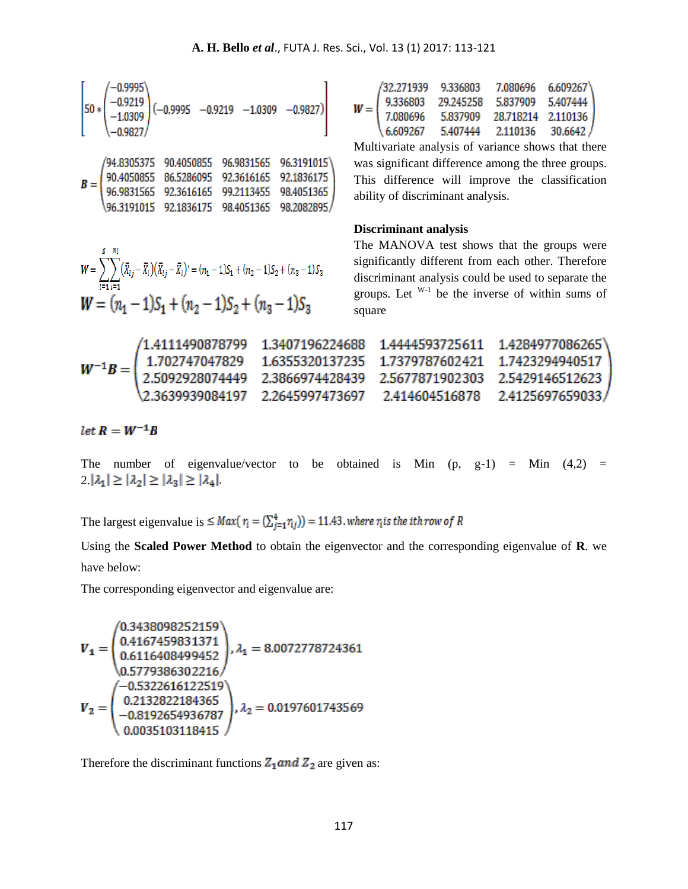$$\left[ 50 * \begin{pmatrix} -0.9995 \\ -0.9219 \\ -1.0309 \\ -0.9827 \end{pmatrix} \begin{pmatrix} -0.9995 & -0.9219 & -1.0309 & -0.9827 \end{pmatrix} \right]$$

$$B = \begin{pmatrix} 94.8305375 & 90.4050855 & 96.9831565 & 96.3191015 \\ 90.4050855 & 86.5286095 & 92.3616165 & 92.1836175 \\ 96.9831565 & 92.3616165 & 99.2113455 & 98.4051365 \\ 96.3191015 & 92.1836175 & 98.4051365 & 98.2082895 \end{pmatrix}$$

$$W = \sum_{i=1}^{g} \sum_{j=1}^{n_i} (\bar{X}_{ij} - \bar{X}_i)(\bar{X}_{ij} - \bar{X}_i)' = (n_1 - 1)S_1 + (n_2 - 1)S_2 + (n_3 - 1)S_3$$

$$W = (n_1 - 1)S_1 + (n_2 - 1)S_2 + (n_3 - 1)S_3$$

$$W = \begin{pmatrix} 32.271939 & 9.336803 & 7.080696 & 6.609267 \\ 9.336803 & 29.245258 & 5.837909 & 5.407444 \\ 7.080696 & 5.837909 & 28.718214 & 2.110136 \\ 6.609267 & 5.407444 & 2.110136 & 30.6642 \end{pmatrix}$$

Multivariate analysis of variance shows that there was significant difference among the three groups. This difference will improve the classification ability of discriminant analysis.

### Discriminant analysis

The MANOVA test shows that the groups were significantly different from each other. Therefore discriminant analysis could be used to separate the groups. Let $W^{-1}$ be the inverse of within sums of square

$$W^{-1}B = \begin{pmatrix} 1.4111490878799 & 1.3407196224688 & 1.4444593725611 & 1.4284977086265 \\ 1.702747047829 & 1.6355320137235 & 1.7379787602421 & 1.7423294940517 \\ 2.5092928074449 & 2.3866974428439 & 2.5677871902303 & 2.5429146512623 \\ 2.3639939084197 & 2.2645997473697 & 2.414604516878 & 2.4125697659033 \end{pmatrix}$$

$$let\ R = W^{-1}B$$

The number of eigenvalue/vector to be obtained is Min (p, g-1) = Min (4,2) = 2. $|\lambda_1| \geq |\lambda_2| \geq |\lambda_3| \geq |\lambda_4|$.

The largest eigenvalue is $\leq Max(r_i = (\sum_{j=1}^{4} r_{ij})) = 11.43.\ where\ r_i\ is\ the\ ith\ row\ of\ R$

Using the **Scaled Power Method** to obtain the eigenvector and the corresponding eigenvalue of **R**. we have below:

The corresponding eigenvector and eigenvalue are:

$$V_1 = \begin{pmatrix} 0.3438098252159 \\ 0.4167459831371 \\ 0.6116408499452 \\ 0.5779386302216 \end{pmatrix}, \lambda_1 = 8.0072778724361$$

$$V_2 = \begin{pmatrix} -0.5322616122519 \\ 0.2132822184365 \\ -0.8192654936787 \\ 0.0035103118415 \end{pmatrix}, \lambda_2 = 0.0197601743569$$

Therefore the discriminant functions $Z_1\ and\ Z_2$ are given as: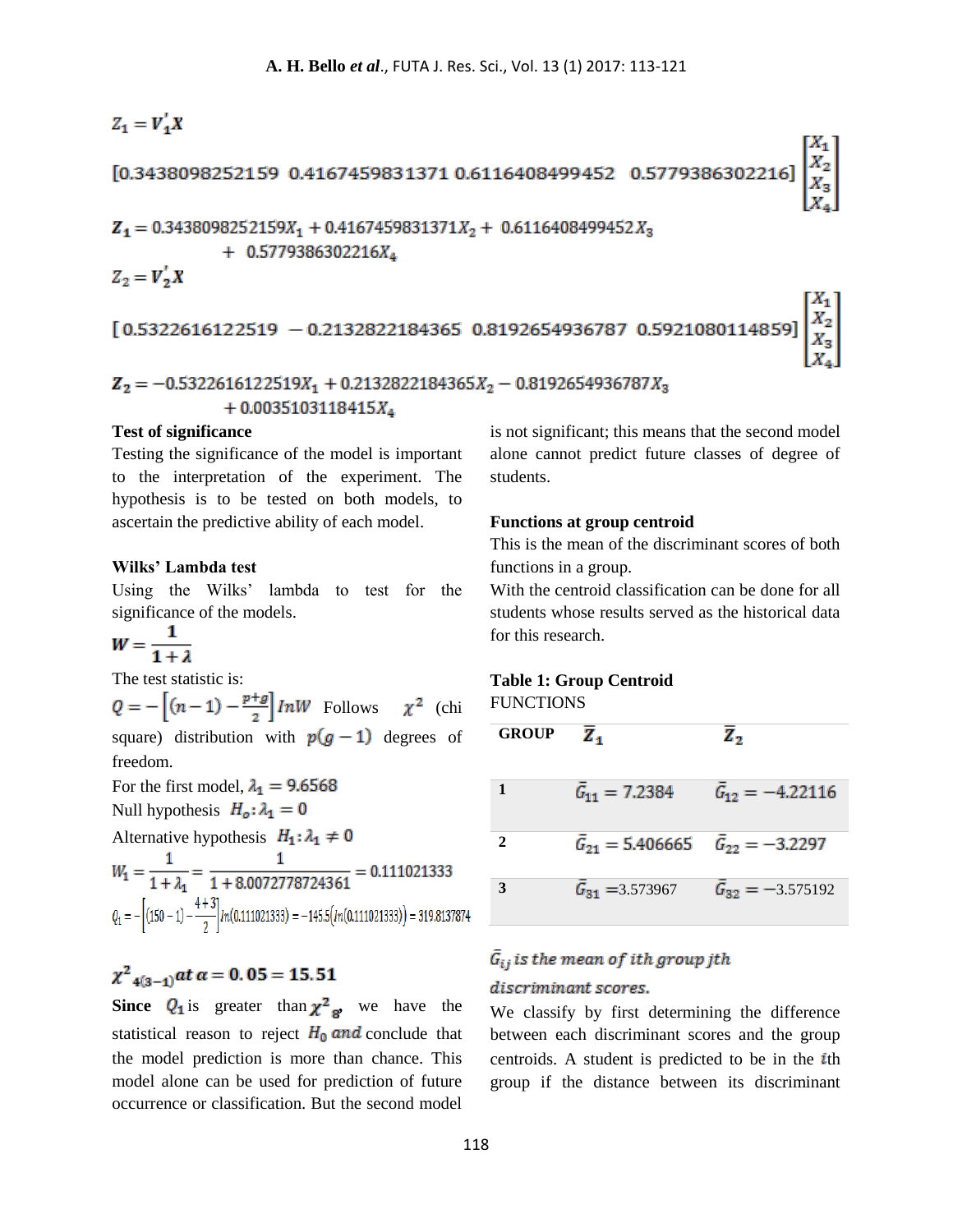$Z_1 = V_1' X$

$$[0.3438098252159 \quad 0.4167459831371 \quad 0.6116408499452 \quad 0.5779386302216] \begin{bmatrix} X_1 \\ X_2 \\ X_3 \\ X_4 \end{bmatrix}$$

$$Z_1 = 0.3438098252159X_1 + 0.4167459831371X_2 + 0.6116408499452X_3 + 0.5779386302216X_4$$

$Z_2 = V_2' X$

$$[0.5322616122519 \quad -0.2132822184365 \quad 0.8192654936787 \quad 0.5921080114859] \begin{bmatrix} X_1 \\ X_2 \\ X_3 \\ X_4 \end{bmatrix}$$

$$Z_2 = -0.5322616122519X_1 + 0.2132822184365X_2 - 0.8192654936787X_3 + 0.0035103118415X_4$$

**Test of significance**

Testing the significance of the model is important to the interpretation of the experiment. The hypothesis is to be tested on both models, to ascertain the predictive ability of each model.

**Wilks' Lambda test**

Using the Wilks' lambda to test for the significance of the models.

$$W = \frac{1}{1+\lambda}$$

The test statistic is:

$Q = -\left[(n-1) - \frac{p+g}{2}\right] InW$ Follows $\chi^2$ (chi square) distribution with $p(g-1)$ degrees of freedom.

For the first model, $\lambda_1 = 9.6568$

Null hypothesis $H_o: \lambda_1 = 0$

Alternative hypothesis $H_1: \lambda_1 \neq 0$

$$W_1 = \frac{1}{1+\lambda_1} = \frac{1}{1+8.0072778724361} = 0.111021333$$

$$Q_1 = -\left[(150-1) - \frac{4+3}{2}\right] In(0.111021333) = -145.5(In(0.111021333)) = 319.8137874$$

$\chi^2_{4(3-1)} at\ \alpha = 0.05 = 15.51$

**Since** $Q_1$ is greater than $\chi^2_8$, we have the statistical reason to reject $H_0$ and conclude that the model prediction is more than chance. This model alone can be used for prediction of future occurrence or classification. But the second model is not significant; this means that the second model alone cannot predict future classes of degree of students.

**Functions at group centroid**

This is the mean of the discriminant scores of both functions in a group.

With the centroid classification can be done for all students whose results served as the historical data for this research.

**Table 1: Group Centroid**

FUNCTIONS

| GROUP | $Z_1$ | $Z_2$ |
|---|---|---|
| 1 | $\bar{G}_{11} = 7.2384$ | $\bar{G}_{12} = -4.22116$ |
| 2 | $\bar{G}_{21} = 5.406665$ | $\bar{G}_{22} = -3.2297$ |
| 3 | $\bar{G}_{31} = 3.573967$ | $\bar{G}_{32} = -3.575192$ |

*$\bar{G}_{ij}$ is the mean of ith group jth discriminant scores.*

We classify by first determining the difference between each discriminant scores and the group centroids. A student is predicted to be in the $i$th group if the distance between its discriminant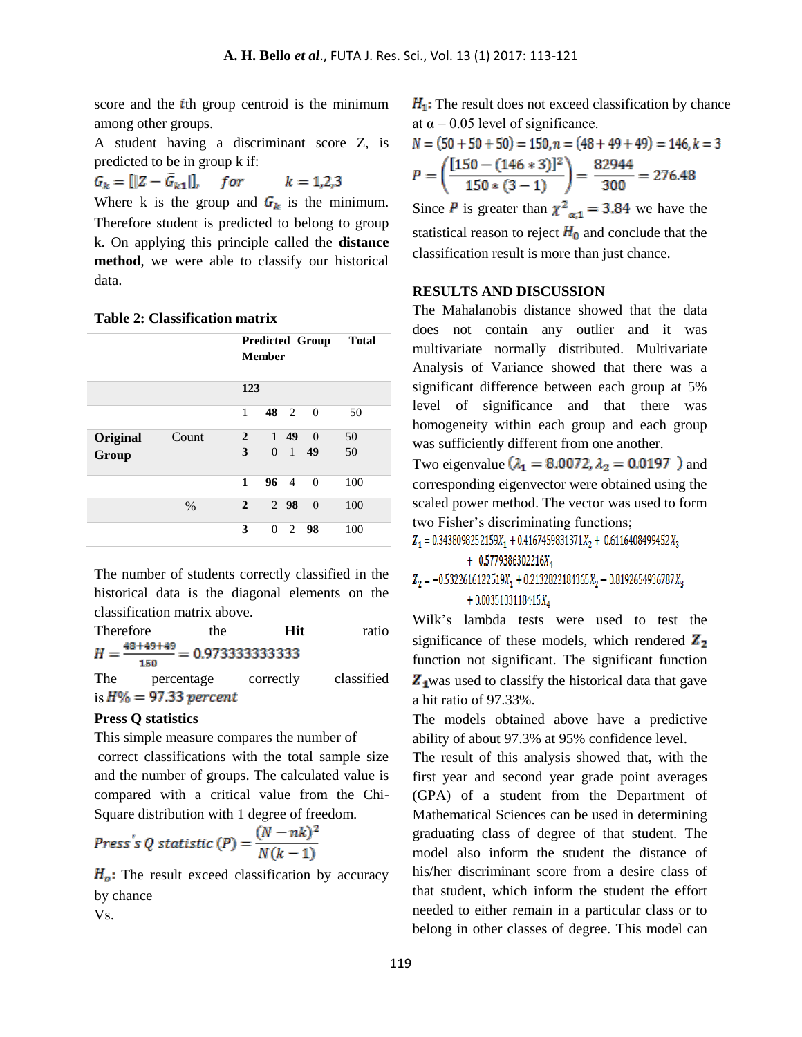score and the $i$th group centroid is the minimum among other groups.

A student having a discriminant score Z, is predicted to be in group k if:

$$G_k = [|Z - \bar{G}_{k1}|], \quad for \quad k = 1,2,3$$

Where k is the group and $G_k$ is the minimum. Therefore student is predicted to belong to group k. On applying this principle called the **distance method**, we were able to classify our historical data.

**Table 2: Classification matrix**

| | | | Predicted Group Member | | | Total |
|---|---|---|---|---|---|---|
| | | | **1** | **2** | **3** | |
| | | 1 | **48** | 2 | 0 | 50 |
| **Original Group** | Count | **2** | 1 | **49** | 0 | 50 |
| | | **3** | 0 | 1 | **49** | 50 |
| | | **1** | **96** | 4 | 0 | 100 |
| | % | **2** | 2 | **98** | 0 | 100 |
| | | **3** | 0 | 2 | **98** | 100 |

The number of students correctly classified in the historical data is the diagonal elements on the classification matrix above.

Therefore the **Hit** ratio

$$H = \frac{48+49+49}{150} = 0.973333333333$$

The percentage correctly classified is $H\% = 97.33\ percent$

**Press Q statistics**

This simple measure compares the number of correct classifications with the total sample size and the number of groups. The calculated value is compared with a critical value from the Chi-Square distribution with 1 degree of freedom.

$$Press's\ Q\ statistic\ (P) = \frac{(N - nk)^2}{N(k-1)}$$

$H_o$: The result exceed classification by accuracy by chance

Vs.

$H_1$: The result does not exceed classification by chance at α = 0.05 level of significance.

$$N = (50 + 50 + 50) = 150, n = (48 + 49 + 49) = 146, k = 3$$

$$P = \left(\frac{[150 - (146 * 3)]^2}{150 * (3 - 1)}\right) = \frac{82944}{300} = 276.48$$

Since $P$ is greater than $\chi^2_{\alpha,1} = 3.84$ we have the statistical reason to reject $H_0$ and conclude that the classification result is more than just chance.

## RESULTS AND DISCUSSION

The Mahalanobis distance showed that the data does not contain any outlier and it was multivariate normally distributed. Multivariate Analysis of Variance showed that there was a significant difference between each group at 5% level of significance and that there was homogeneity within each group and each group was sufficiently different from one another.

Two eigenvalue $(\lambda_1 = 8.0072, \lambda_2 = 0.0197\ )$ and corresponding eigenvector were obtained using the scaled power method. The vector was used to form two Fisher's discriminating functions;

$$Z_1 = 0.3438098252159X_1 + 0.4167459831371X_2 + 0.6116408499452X_3 + 0.5779386302216X_4$$

$$Z_2 = -0.5322616122519X_1 + 0.2132822184365X_2 - 0.8192654936787X_3 + 0.0035103118415X_4$$

Wilk's lambda tests were used to test the significance of these models, which rendered $Z_2$ function not significant. The significant function $Z_1$was used to classify the historical data that gave a hit ratio of 97.33%.

The models obtained above have a predictive ability of about 97.3% at 95% confidence level.

The result of this analysis showed that, with the first year and second year grade point averages (GPA) of a student from the Department of Mathematical Sciences can be used in determining graduating class of degree of that student. The model also inform the student the distance of his/her discriminant score from a desire class of that student, which inform the student the effort needed to either remain in a particular class or to belong in other classes of degree. This model can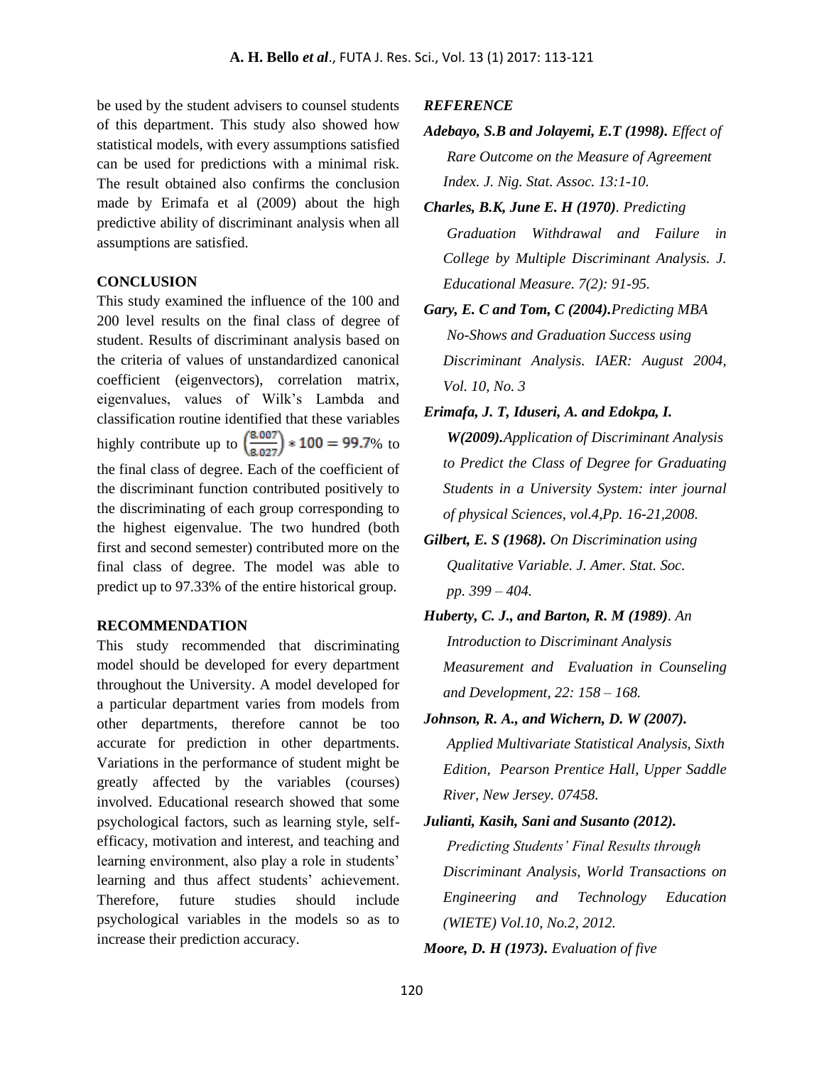be used by the student advisers to counsel students of this department. This study also showed how statistical models, with every assumptions satisfied can be used for predictions with a minimal risk. The result obtained also confirms the conclusion made by Erimafa et al (2009) about the high predictive ability of discriminant analysis when all assumptions are satisfied.

## CONCLUSION

This study examined the influence of the 100 and 200 level results on the final class of degree of student. Results of discriminant analysis based on the criteria of values of unstandardized canonical coefficient (eigenvectors), correlation matrix, eigenvalues, values of Wilk's Lambda and classification routine identified that these variables highly contribute up to $\left(\frac{8.007}{8.027}\right) * 100 = 99.7\%$ to the final class of degree. Each of the coefficient of the discriminant function contributed positively to the discriminating of each group corresponding to the highest eigenvalue. The two hundred (both first and second semester) contributed more on the final class of degree. The model was able to predict up to 97.33% of the entire historical group.

## RECOMMENDATION

This study recommended that discriminating model should be developed for every department throughout the University. A model developed for a particular department varies from models from other departments, therefore cannot be too accurate for prediction in other departments. Variations in the performance of student might be greatly affected by the variables (courses) involved. Educational research showed that some psychological factors, such as learning style, self-efficacy, motivation and interest, and teaching and learning environment, also play a role in students' learning and thus affect students' achievement. Therefore, future studies should include psychological variables in the models so as to increase their prediction accuracy.

## *REFERENCE*

***Adebayo, S.B and Jolayemi, E.T (1998).*** *Effect of Rare Outcome on the Measure of Agreement Index. J. Nig. Stat. Assoc. 13:1-10.*

***Charles, B.K, June E. H (1970)****. Predicting Graduation Withdrawal and Failure in College by Multiple Discriminant Analysis. J. Educational Measure. 7(2): 91-95.*

***Gary, E. C and Tom, C (2004).****Predicting MBA No-Shows and Graduation Success using Discriminant Analysis. IAER: August 2004, Vol. 10, No. 3*

***Erimafa, J. T, Iduseri, A. and Edokpa, I. W(2009).****Application of Discriminant Analysis to Predict the Class of Degree for Graduating Students in a University System: inter journal of physical Sciences, vol.4,Pp. 16-21,2008.*

***Gilbert, E. S (1968).*** *On Discrimination using Qualitative Variable. J. Amer. Stat. Soc. pp. 399 – 404.*

***Huberty, C. J., and Barton, R. M (1989)****. An Introduction to Discriminant Analysis Measurement and Evaluation in Counseling and Development, 22: 158 – 168.*

***Johnson, R. A., and Wichern, D. W (2007).*** *Applied Multivariate Statistical Analysis, Sixth Edition, Pearson Prentice Hall, Upper Saddle River, New Jersey. 07458.*

***Julianti, Kasih, Sani and Susanto (2012).*** *Predicting Students' Final Results through Discriminant Analysis, World Transactions on Engineering and Technology Education (WIETE) Vol.10, No.2, 2012.*

***Moore, D. H (1973).*** *Evaluation of five*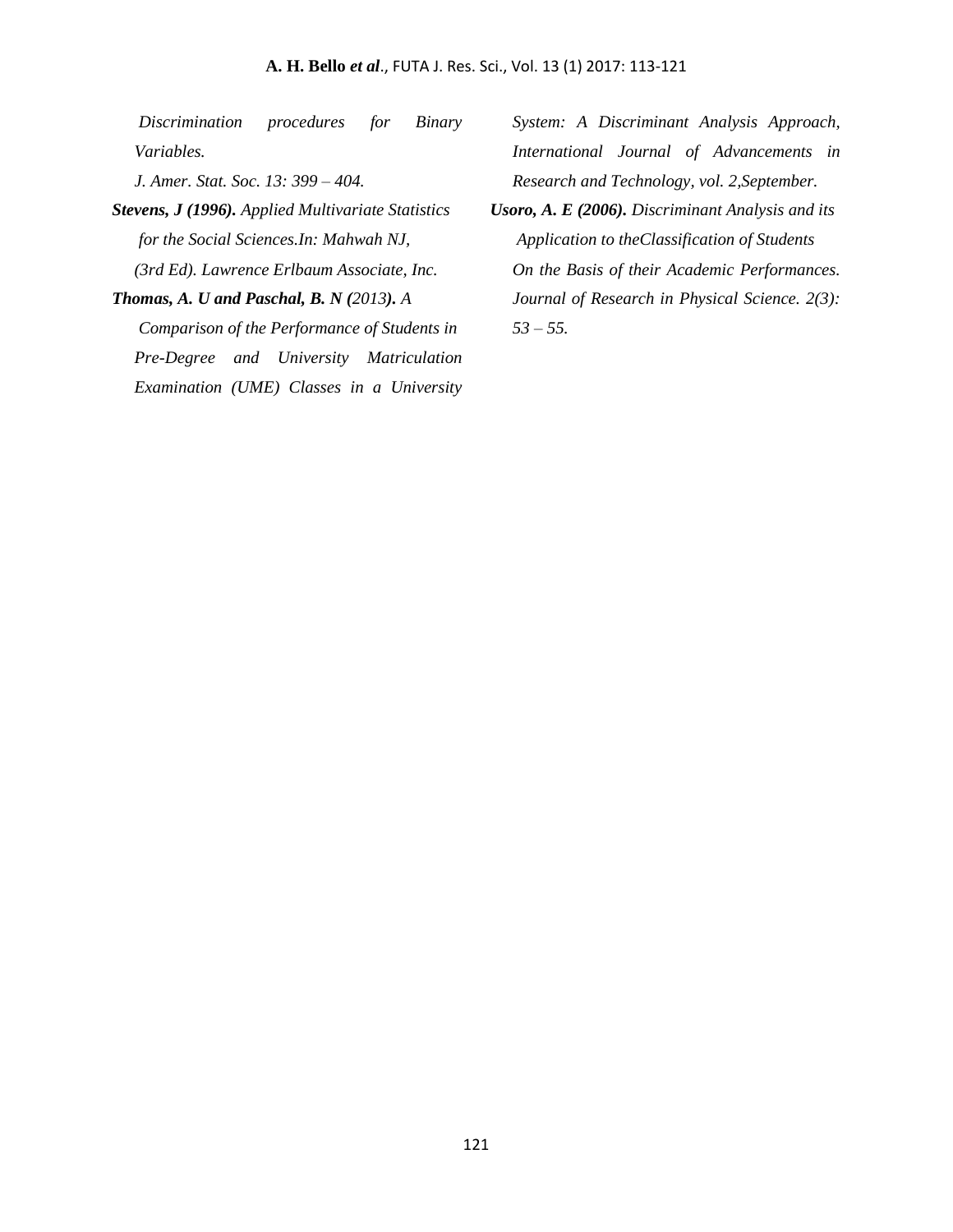*Discrimination procedures for Binary Variables.*

*J. Amer. Stat. Soc. 13: 399 – 404.*

***Stevens, J (1996).*** *Applied Multivariate Statistics for the Social Sciences.In: Mahwah NJ, (3rd Ed). Lawrence Erlbaum Associate, Inc.*

***Thomas, A. U and Paschal, B. N (****2013****).*** *A Comparison of the Performance of Students in Pre-Degree and University Matriculation Examination (UME) Classes in a University System: A Discriminant Analysis Approach, International Journal of Advancements in Research and Technology, vol. 2,September.*

***Usoro, A. E (2006).*** *Discriminant Analysis and its Application to theClassification of Students On the Basis of their Academic Performances. Journal of Research in Physical Science. 2(3): 53 – 55.*